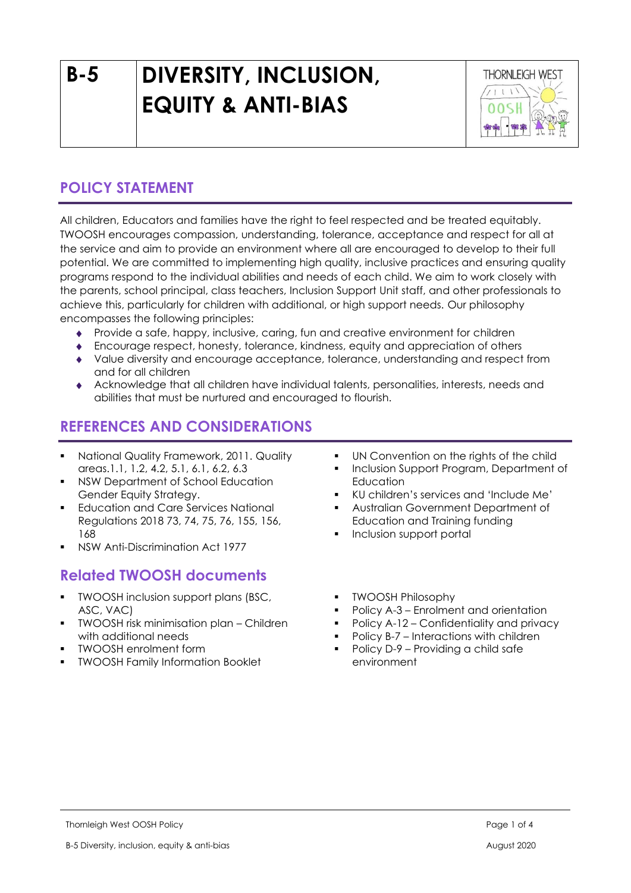# B-5 DIVERSITY, INCLUSION, EQUITY & ANTI-BIAS

## POLICY STATEMENT

All children, Educators and families have the right to feel respected and be treated equitably. TWOOSH encourages compassion, understanding, tolerance, acceptance and respect for all at the service and aim to provide an environment where all are encouraged to develop to their full potential. We are committed to implementing high quality, inclusive practices and ensuring quality programs respond to the individual abilities and needs of each child. We aim to work closely with the parents, school principal, class teachers, Inclusion Support Unit staff, and other professionals to achieve this, particularly for children with additional, or high support needs. Our philosophy encompasses the following principles:

- Provide a safe, happy, inclusive, caring, fun and creative environment for children
- Encourage respect, honesty, tolerance, kindness, equity and appreciation of others
- Value diversity and encourage acceptance, tolerance, understanding and respect from and for all children
- Acknowledge that all children have individual talents, personalities, interests, needs and abilities that must be nurtured and encouraged to flourish.

## REFERENCES AND CONSIDERATIONS

- National Quality Framework, 2011. Quality areas.1.1, 1.2, 4.2, 5.1, 6.1, 6.2, 6.3
- NSW Department of School Education Gender Equity Strategy.
- Education and Care Services National Regulations 2018 73, 74, 75, 76, 155, 156, 168
- NSW Anti-Discrimination Act 1977
- UN Convention on the rights of the child
- Inclusion Support Program, Department of Education
- KU children's services and 'Include Me'
- Australian Government Department of Education and Training funding
- Inclusion support portal

## Related TWOOSH documents

- TWOOSH inclusion support plans (BSC, ASC, VAC)
- TWOOSH risk minimisation plan – Children with additional needs
- TWOOSH enrolment form
- TWOOSH Family Information Booklet
- TWOOSH Philosophy
- Policy A-3 – Enrolment and orientation
- Policy A-12 – Confidentiality and privacy
- Policy B-7 – Interactions with children
- Policy D-9 – Providing a child safe environment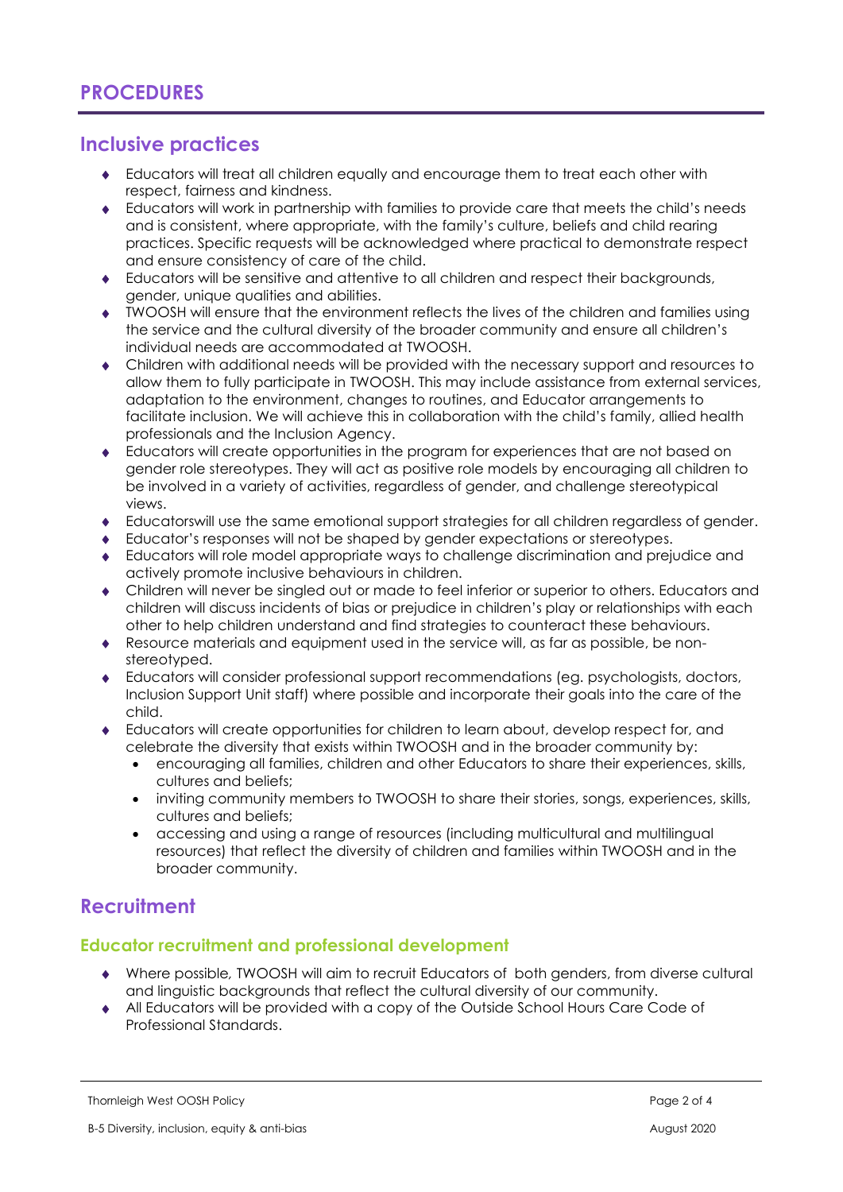# PROCEDURES

## Inclusive practices

- Educators will treat all children equally and encourage them to treat each other with respect, fairness and kindness.
- Educators will work in partnership with families to provide care that meets the child's needs and is consistent, where appropriate, with the family's culture, beliefs and child rearing practices. Specific requests will be acknowledged where practical to demonstrate respect and ensure consistency of care of the child.
- Educators will be sensitive and attentive to all children and respect their backgrounds, gender, unique qualities and abilities.
- TWOOSH will ensure that the environment reflects the lives of the children and families using the service and the cultural diversity of the broader community and ensure all children's individual needs are accommodated at TWOOSH.
- Children with additional needs will be provided with the necessary support and resources to allow them to fully participate in TWOOSH. This may include assistance from external services, adaptation to the environment, changes to routines, and Educator arrangements to facilitate inclusion. We will achieve this in collaboration with the child's family, allied health professionals and the Inclusion Agency.
- Educators will create opportunities in the program for experiences that are not based on gender role stereotypes. They will act as positive role models by encouraging all children to be involved in a variety of activities, regardless of gender, and challenge stereotypical views.
- Educatorswill use the same emotional support strategies for all children regardless of gender.
- Educator's responses will not be shaped by gender expectations or stereotypes.
- Educators will role model appropriate ways to challenge discrimination and prejudice and actively promote inclusive behaviours in children.
- Children will never be singled out or made to feel inferior or superior to others. Educators and children will discuss incidents of bias or prejudice in children's play or relationships with each other to help children understand and find strategies to counteract these behaviours.
- Resource materials and equipment used in the service will, as far as possible, be non-stereotyped.
- Educators will consider professional support recommendations (eg. psychologists, doctors, Inclusion Support Unit staff) where possible and incorporate their goals into the care of the child.
- Educators will create opportunities for children to learn about, develop respect for, and celebrate the diversity that exists within TWOOSH and in the broader community by:
  - encouraging all families, children and other Educators to share their experiences, skills, cultures and beliefs;
  - inviting community members to TWOOSH to share their stories, songs, experiences, skills, cultures and beliefs;
  - accessing and using a range of resources (including multicultural and multilingual resources) that reflect the diversity of children and families within TWOOSH and in the broader community.

## Recruitment

### Educator recruitment and professional development

- Where possible, TWOOSH will aim to recruit Educators of both genders, from diverse cultural and linguistic backgrounds that reflect the cultural diversity of our community.
- All Educators will be provided with a copy of the Outside School Hours Care Code of Professional Standards.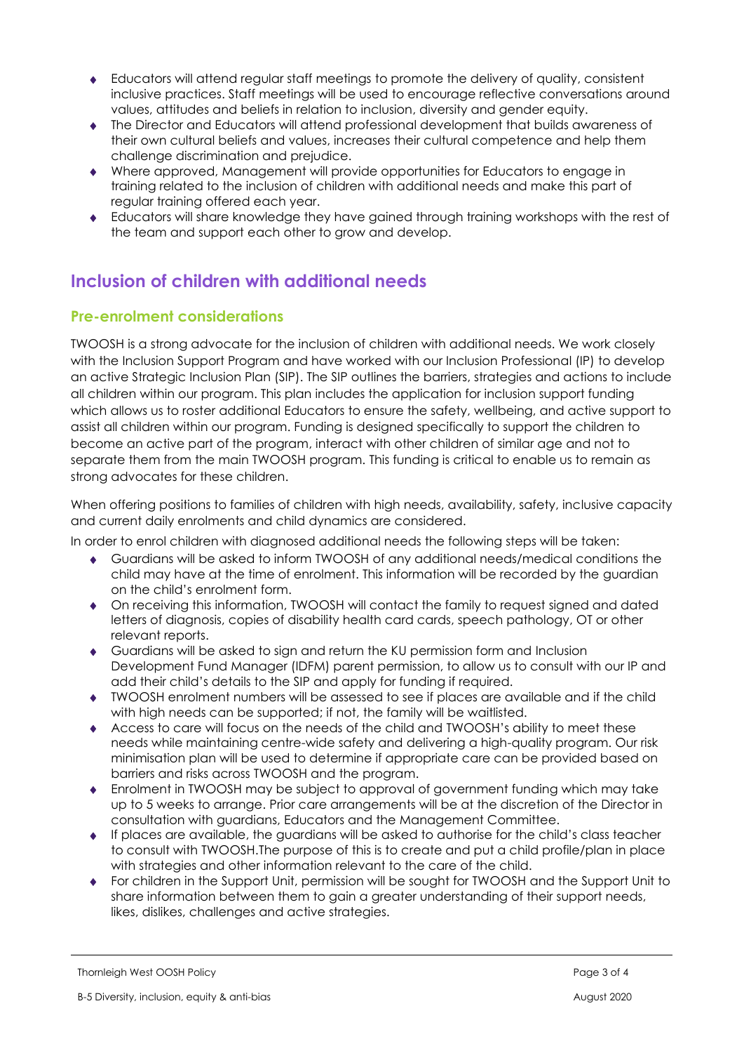- Educators will attend regular staff meetings to promote the delivery of quality, consistent inclusive practices. Staff meetings will be used to encourage reflective conversations around values, attitudes and beliefs in relation to inclusion, diversity and gender equity.
- The Director and Educators will attend professional development that builds awareness of their own cultural beliefs and values, increases their cultural competence and help them challenge discrimination and prejudice.
- Where approved, Management will provide opportunities for Educators to engage in training related to the inclusion of children with additional needs and make this part of regular training offered each year.
- Educators will share knowledge they have gained through training workshops with the rest of the team and support each other to grow and develop.

## Inclusion of children with additional needs

### Pre-enrolment considerations

TWOOSH is a strong advocate for the inclusion of children with additional needs. We work closely with the Inclusion Support Program and have worked with our Inclusion Professional (IP) to develop an active Strategic Inclusion Plan (SIP). The SIP outlines the barriers, strategies and actions to include all children within our program. This plan includes the application for inclusion support funding which allows us to roster additional Educators to ensure the safety, wellbeing, and active support to assist all children within our program. Funding is designed specifically to support the children to become an active part of the program, interact with other children of similar age and not to separate them from the main TWOOSH program. This funding is critical to enable us to remain as strong advocates for these children.

When offering positions to families of children with high needs, availability, safety, inclusive capacity and current daily enrolments and child dynamics are considered.

In order to enrol children with diagnosed additional needs the following steps will be taken:

- Guardians will be asked to inform TWOOSH of any additional needs/medical conditions the child may have at the time of enrolment. This information will be recorded by the guardian on the child's enrolment form.
- On receiving this information, TWOOSH will contact the family to request signed and dated letters of diagnosis, copies of disability health card cards, speech pathology, OT or other relevant reports.
- Guardians will be asked to sign and return the KU permission form and Inclusion Development Fund Manager (IDFM) parent permission, to allow us to consult with our IP and add their child's details to the SIP and apply for funding if required.
- TWOOSH enrolment numbers will be assessed to see if places are available and if the child with high needs can be supported; if not, the family will be waitlisted.
- Access to care will focus on the needs of the child and TWOOSH's ability to meet these needs while maintaining centre-wide safety and delivering a high-quality program. Our risk minimisation plan will be used to determine if appropriate care can be provided based on barriers and risks across TWOOSH and the program.
- Enrolment in TWOOSH may be subject to approval of government funding which may take up to 5 weeks to arrange. Prior care arrangements will be at the discretion of the Director in consultation with guardians, Educators and the Management Committee.
- If places are available, the guardians will be asked to authorise for the child's class teacher to consult with TWOOSH.The purpose of this is to create and put a child profile/plan in place with strategies and other information relevant to the care of the child.
- For children in the Support Unit, permission will be sought for TWOOSH and the Support Unit to share information between them to gain a greater understanding of their support needs, likes, dislikes, challenges and active strategies.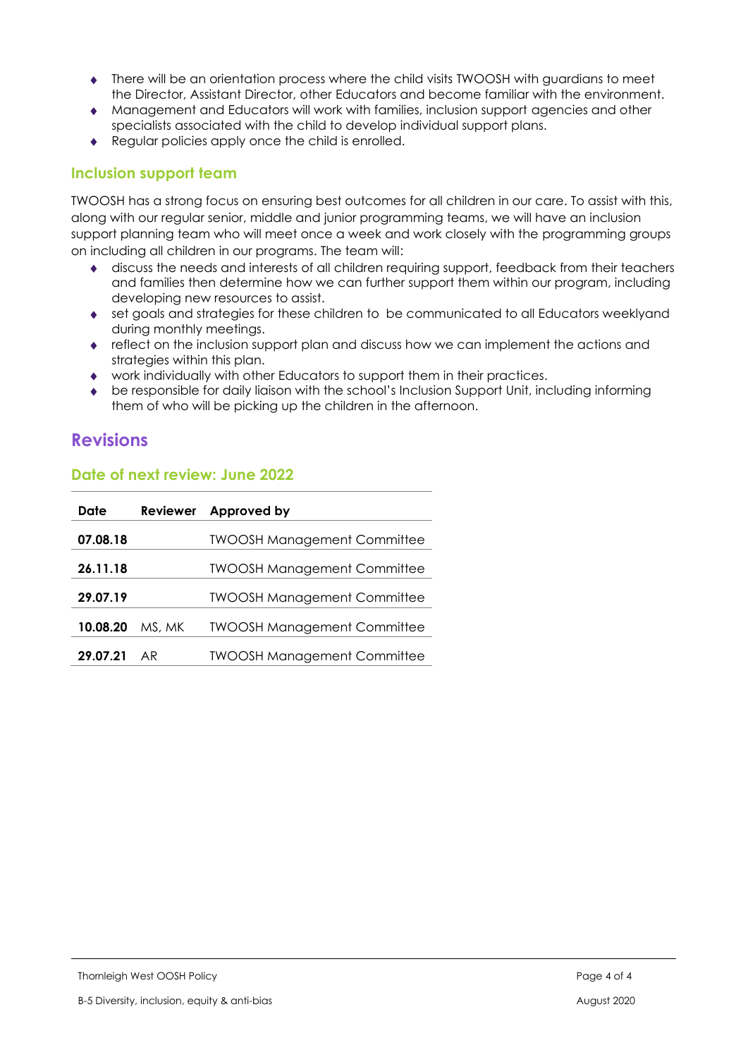- There will be an orientation process where the child visits TWOOSH with guardians to meet the Director, Assistant Director, other Educators and become familiar with the environment.
- Management and Educators will work with families, inclusion support agencies and other specialists associated with the child to develop individual support plans.
- Regular policies apply once the child is enrolled.

### Inclusion support team

TWOOSH has a strong focus on ensuring best outcomes for all children in our care. To assist with this, along with our regular senior, middle and junior programming teams, we will have an inclusion support planning team who will meet once a week and work closely with the programming groups on including all children in our programs. The team will:

- discuss the needs and interests of all children requiring support, feedback from their teachers and families then determine how we can further support them within our program, including developing new resources to assist.
- set goals and strategies for these children to  be communicated to all Educators weeklyand during monthly meetings.
- reflect on the inclusion support plan and discuss how we can implement the actions and strategies within this plan.
- work individually with other Educators to support them in their practices.
- be responsible for daily liaison with the school's Inclusion Support Unit, including informing them of who will be picking up the children in the afternoon.

## Revisions

### Date of next review: June 2022

| Date | Reviewer | Approved by |
|---|---|---|
| **07.08.18** | | TWOOSH Management Committee |
| **26.11.18** | | TWOOSH Management Committee |
| **29.07.19** | | TWOOSH Management Committee |
| **10.08.20** | MS, MK | TWOOSH Management Committee |
| **29.07.21** | AR | TWOOSH Management Committee |